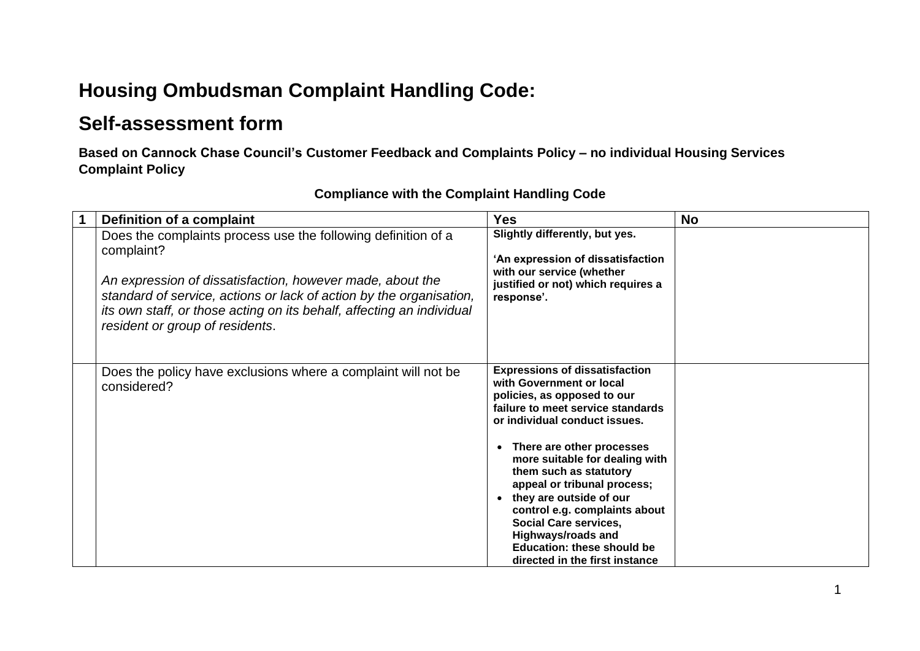# Housing Ombudsman Complaint Handling Code:

# Self-assessment form

**Based on Cannock Chase Council's Customer Feedback and Complaints Policy – no individual Housing Services Complaint Policy**

**Compliance with the Complaint Handling Code**

| 1 | Definition of a complaint | Yes | No |
|---|---|---|---|
| | Does the complaints process use the following definition of a complaint?<br><br>*An expression of dissatisfaction, however made, about the standard of service, actions or lack of action by the organisation, its own staff, or those acting on its behalf, affecting an individual resident or group of residents*. | **Slightly differently, but yes.**<br><br>**'An expression of dissatisfaction with our service (whether justified or not) which requires a response'.** | |
| | Does the policy have exclusions where a complaint will not be considered? | **Expressions of dissatisfaction with Government or local policies, as opposed to our failure to meet service standards or individual conduct issues.**<br><br>• **There are other processes more suitable for dealing with them such as statutory appeal or tribunal process;**<br>• **they are outside of our control e.g. complaints about Social Care services, Highways/roads and Education: these should be directed in the first instance** | |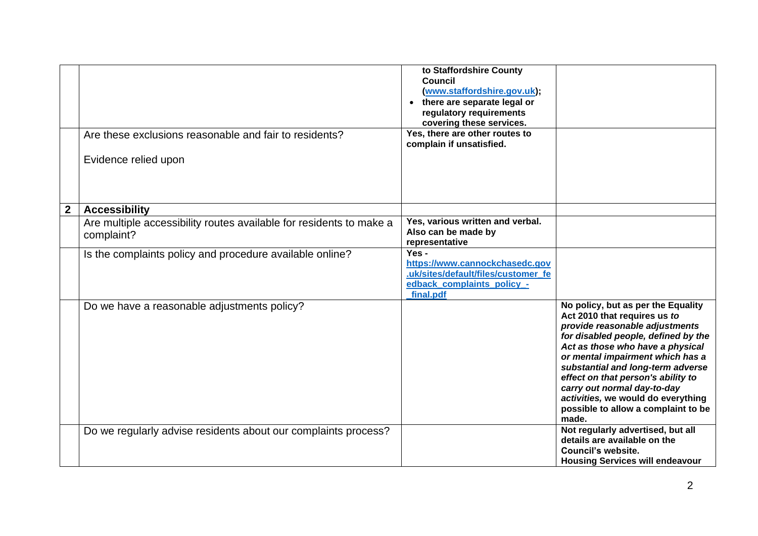| | | | |
|---|---|---|---|
| | | to Staffordshire County Council (www.staffordshire.gov.uk);<br>• there are separate legal or regulatory requirements covering these services. | |
| | Are these exclusions reasonable and fair to residents?<br><br>Evidence relied upon | **Yes, there are other routes to complain if unsatisfied.** | |
| **2** | **Accessibility** | | |
| | Are multiple accessibility routes available for residents to make a complaint? | **Yes, various written and verbal. Also can be made by representative** | |
| | Is the complaints policy and procedure available online? | **Yes -** https://www.cannockchasedc.gov.uk/sites/default/files/customer_feedback_complaints_policy_-_final.pdf | |
| | Do we have a reasonable adjustments policy? | | **No policy, but as per the Equality Act 2010 that requires us** ***to provide reasonable adjustments for disabled people, defined by the Act as those who have a physical or mental impairment which has a substantial and long-term adverse effect on that person's ability to carry out normal day-to-day activities,*** **we would do everything possible to allow a complaint to be made.** |
| | Do we regularly advise residents about our complaints process? | | **Not regularly advertised, but all details are available on the Council's website.<br>Housing Services will endeavour** |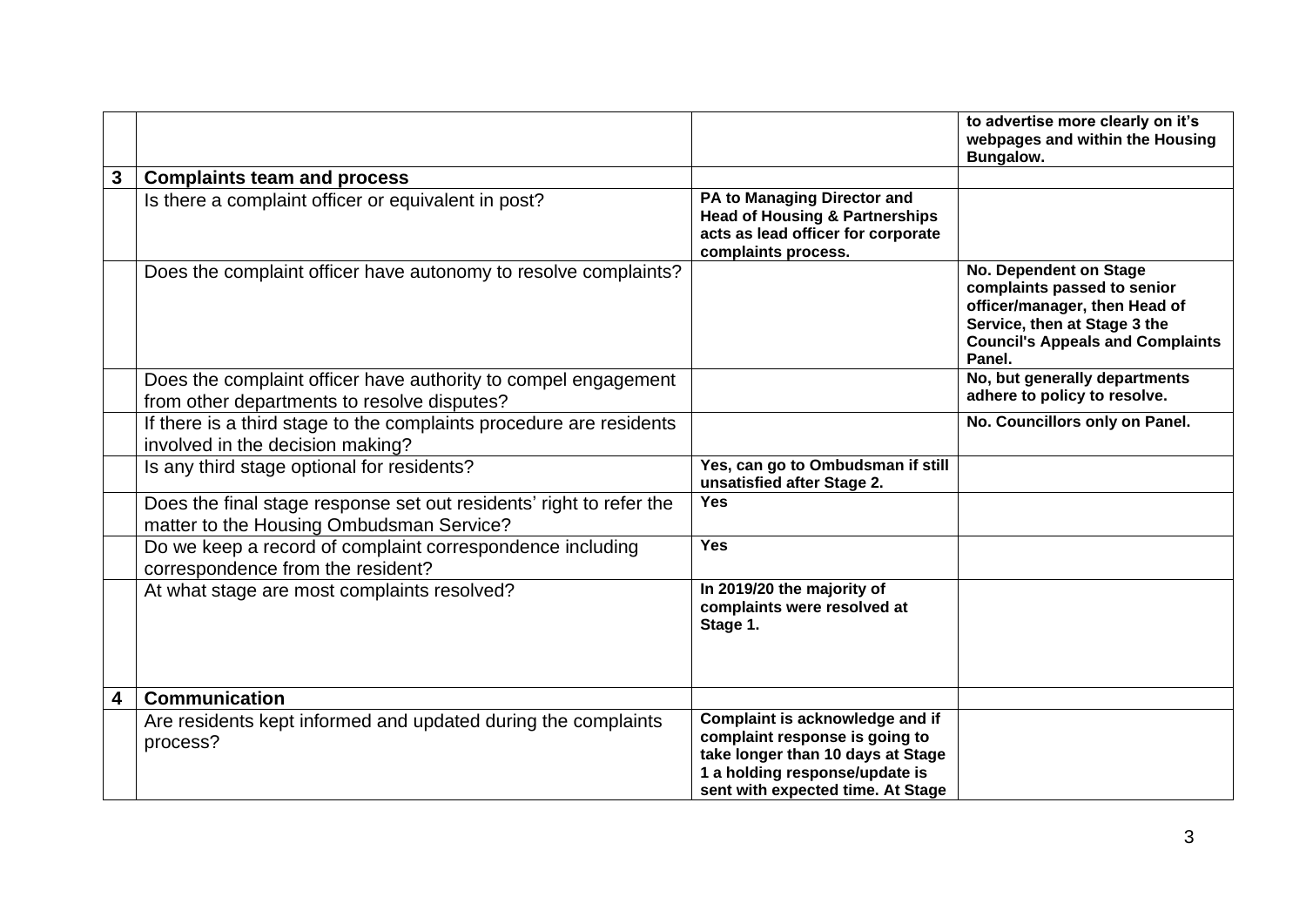| | | | |
|---|---|---|---|
| | | | **to advertise more clearly on it's webpages and within the Housing Bungalow.** |
| **3** | **Complaints team and process** | | |
| | Is there a complaint officer or equivalent in post? | **PA to Managing Director and Head of Housing & Partnerships acts as lead officer for corporate complaints process.** | |
| | Does the complaint officer have autonomy to resolve complaints? | | **No. Dependent on Stage complaints passed to senior officer/manager, then Head of Service, then at Stage 3 the Council's Appeals and Complaints Panel.** |
| | Does the complaint officer have authority to compel engagement from other departments to resolve disputes? | | **No, but generally departments adhere to policy to resolve.** |
| | If there is a third stage to the complaints procedure are residents involved in the decision making? | | **No. Councillors only on Panel.** |
| | Is any third stage optional for residents? | **Yes, can go to Ombudsman if still unsatisfied after Stage 2.** | |
| | Does the final stage response set out residents' right to refer the matter to the Housing Ombudsman Service? | **Yes** | |
| | Do we keep a record of complaint correspondence including correspondence from the resident? | **Yes** | |
| | At what stage are most complaints resolved? | **In 2019/20 the majority of complaints were resolved at Stage 1.** | |
| **4** | **Communication** | | |
| | Are residents kept informed and updated during the complaints process? | **Complaint is acknowledge and if complaint response is going to take longer than 10 days at Stage 1 a holding response/update is sent with expected time. At Stage** | |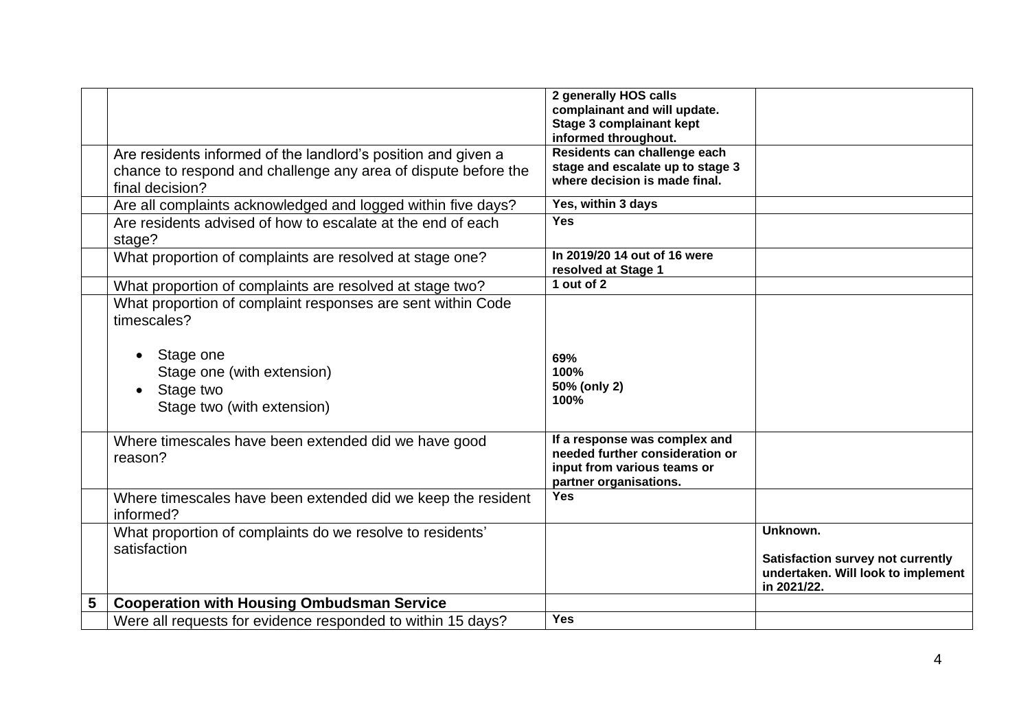| | | | |
|---|---|---|---|
| | | **2 generally HOS calls complainant and will update. Stage 3 complainant kept informed throughout.** | |
| | Are residents informed of the landlord's position and given a chance to respond and challenge any area of dispute before the final decision? | **Residents can challenge each stage and escalate up to stage 3 where decision is made final.** | |
| | Are all complaints acknowledged and logged within five days? | **Yes, within 3 days** | |
| | Are residents advised of how to escalate at the end of each stage? | **Yes** | |
| | What proportion of complaints are resolved at stage one? | **In 2019/20 14 out of 16 were resolved at Stage 1** | |
| | What proportion of complaints are resolved at stage two? | **1 out of 2** | |
| | What proportion of complaint responses are sent within Code timescales?<br><br>• Stage one<br>Stage one (with extension)<br>• Stage two<br>Stage two (with extension) | <br><br>**69%**<br>**100%**<br>**50% (only 2)**<br>**100%** | |
| | Where timescales have been extended did we have good reason? | **If a response was complex and needed further consideration or input from various teams or partner organisations.** | |
| | Where timescales have been extended did we keep the resident informed? | **Yes** | |
| | What proportion of complaints do we resolve to residents' satisfaction | | **Unknown.**<br><br>**Satisfaction survey not currently undertaken. Will look to implement in 2021/22.** |
| **5** | **Cooperation with Housing Ombudsman Service** | | |
| | Were all requests for evidence responded to within 15 days? | **Yes** | |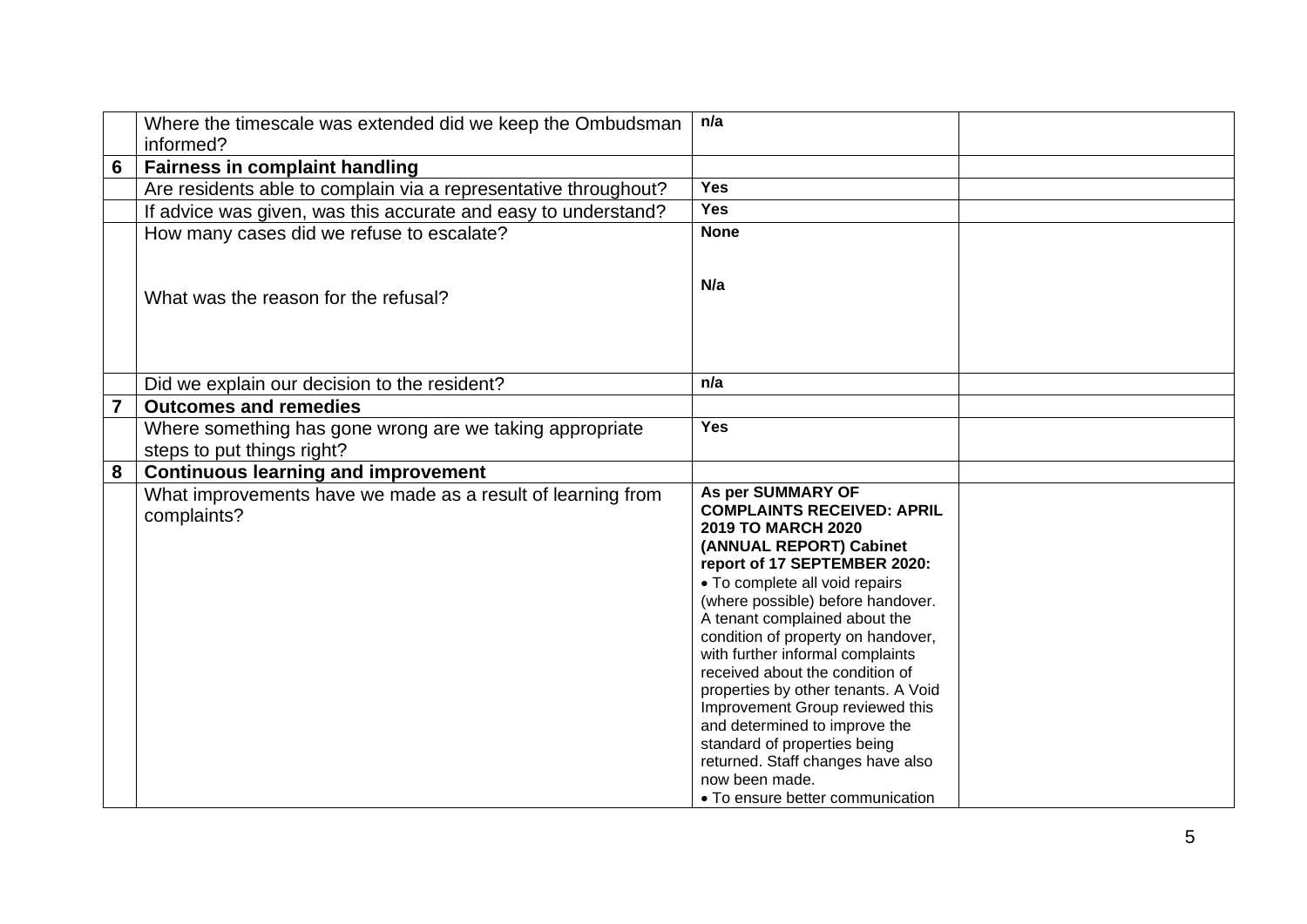| | | | |
|---|---|---|---|
| | Where the timescale was extended did we keep the Ombudsman informed? | **n/a** | |
| **6** | **Fairness in complaint handling** | | |
| | Are residents able to complain via a representative throughout? | **Yes** | |
| | If advice was given, was this accurate and easy to understand? | **Yes** | |
| | How many cases did we refuse to escalate?<br><br>What was the reason for the refusal? | **None**<br><br>**N/a** | |
| | Did we explain our decision to the resident? | **n/a** | |
| **7** | **Outcomes and remedies** | | |
| | Where something has gone wrong are we taking appropriate steps to put things right? | **Yes** | |
| **8** | **Continuous learning and improvement** | | |
| | What improvements have we made as a result of learning from complaints? | **As per SUMMARY OF COMPLAINTS RECEIVED: APRIL 2019 TO MARCH 2020 (ANNUAL REPORT) Cabinet report of 17 SEPTEMBER 2020:**<br>• To complete all void repairs (where possible) before handover. A tenant complained about the condition of property on handover, with further informal complaints received about the condition of properties by other tenants. A Void Improvement Group reviewed this and determined to improve the standard of properties being returned. Staff changes have also now been made.<br>• To ensure better communication | |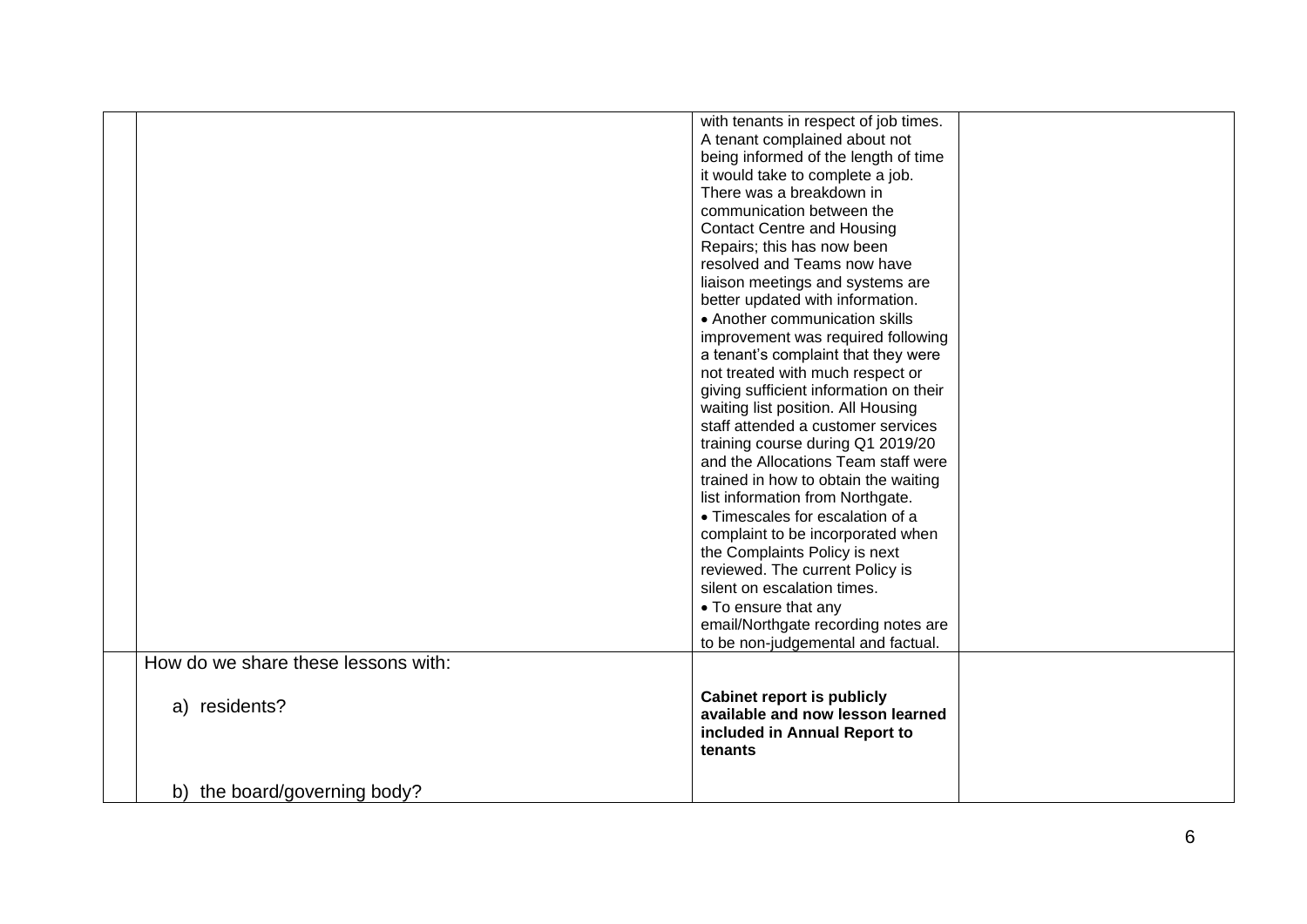| | | | |
|---|---|---|---|
| | | with tenants in respect of job times. A tenant complained about not being informed of the length of time it would take to complete a job. There was a breakdown in communication between the Contact Centre and Housing Repairs; this has now been resolved and Teams now have liaison meetings and systems are better updated with information.<br>• Another communication skills improvement was required following a tenant's complaint that they were not treated with much respect or giving sufficient information on their waiting list position. All Housing staff attended a customer services training course during Q1 2019/20 and the Allocations Team staff were trained in how to obtain the waiting list information from Northgate.<br>• Timescales for escalation of a complaint to be incorporated when the Complaints Policy is next reviewed. The current Policy is silent on escalation times.<br>• To ensure that any email/Northgate recording notes are to be non-judgemental and factual. | |
| | How do we share these lessons with:<br><br>a) residents?<br><br>b) the board/governing body? | **Cabinet report is publicly available and now lesson learned included in Annual Report to tenants** | |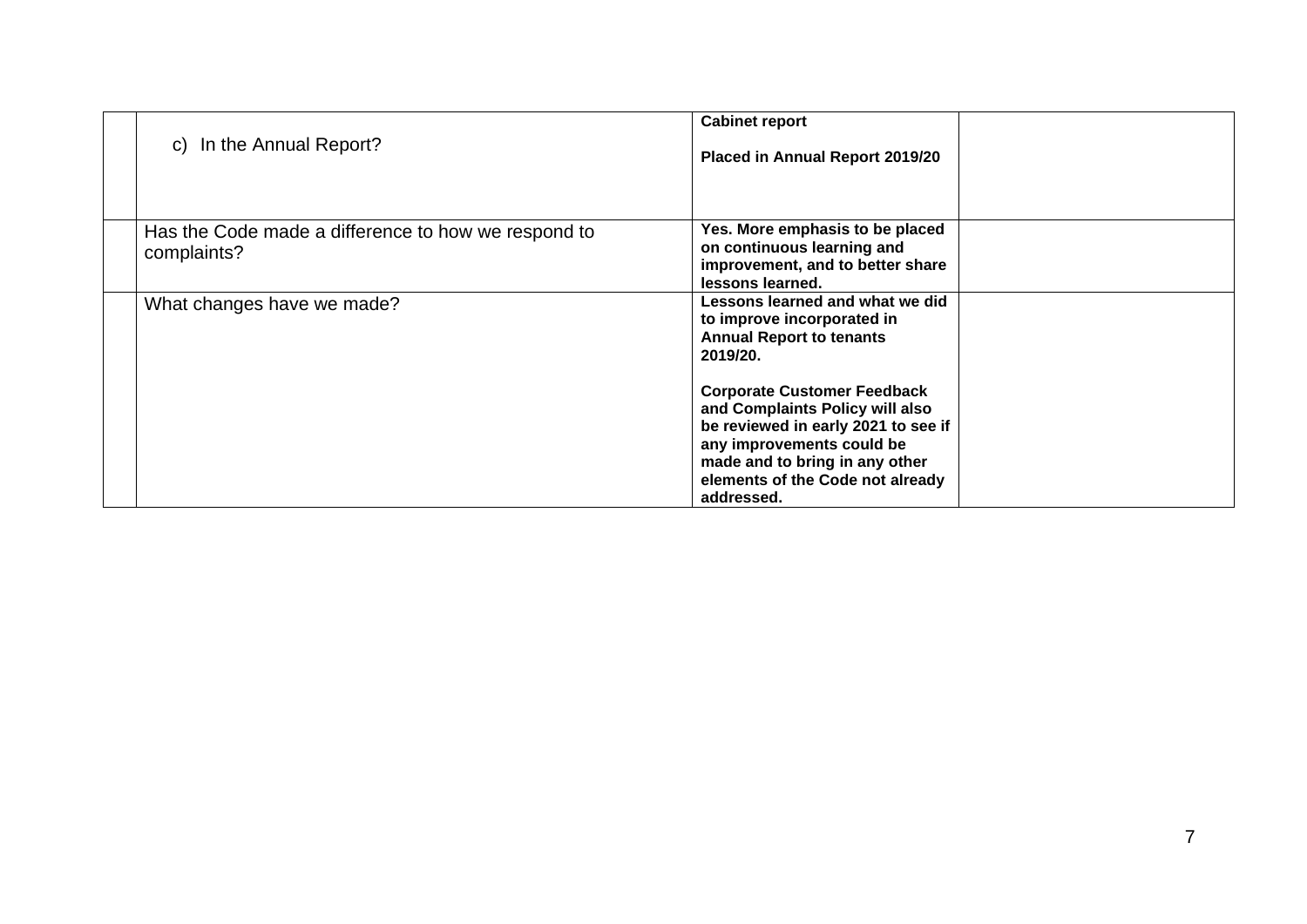| | | | |
|---|---|---|---|
| | c) In the Annual Report? | **Cabinet report**<br><br>**Placed in Annual Report 2019/20** | |
| | Has the Code made a difference to how we respond to complaints? | **Yes. More emphasis to be placed on continuous learning and improvement, and to better share lessons learned.** | |
| | What changes have we made? | **Lessons learned and what we did to improve incorporated in Annual Report to tenants 2019/20.**<br><br>**Corporate Customer Feedback and Complaints Policy will also be reviewed in early 2021 to see if any improvements could be made and to bring in any other elements of the Code not already addressed.** | |